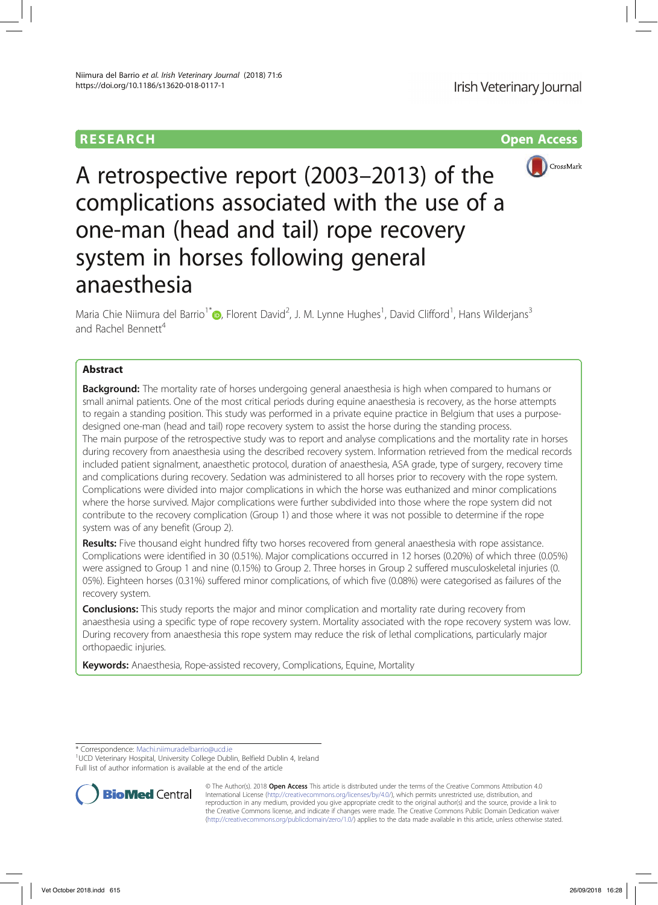RESEARCH

Open Access

# A retrospective report (2003–2013) of the complications associated with the use of a one-man (head and tail) rope recovery system in horses following general anaesthesia

Maria Chie Niimura del Barrio[1*], Florent David[2], J. M. Lynne Hughes[1], David Clifford[1], Hans Wilderjans[3] and Rachel Bennett[4]

## Abstract

**Background:** The mortality rate of horses undergoing general anaesthesia is high when compared to humans or small animal patients. One of the most critical periods during equine anaesthesia is recovery, as the horse attempts to regain a standing position. This study was performed in a private equine practice in Belgium that uses a purpose-designed one-man (head and tail) rope recovery system to assist the horse during the standing process.

The main purpose of the retrospective study was to report and analyse complications and the mortality rate in horses during recovery from anaesthesia using the described recovery system. Information retrieved from the medical records included patient signalment, anaesthetic protocol, duration of anaesthesia, ASA grade, type of surgery, recovery time and complications during recovery. Sedation was administered to all horses prior to recovery with the rope system. Complications were divided into major complications in which the horse was euthanized and minor complications where the horse survived. Major complications were further subdivided into those where the rope system did not contribute to the recovery complication (Group 1) and those where it was not possible to determine if the rope system was of any benefit (Group 2).

**Results:** Five thousand eight hundred fifty two horses recovered from general anaesthesia with rope assistance. Complications were identified in 30 (0.51%). Major complications occurred in 12 horses (0.20%) of which three (0.05%) were assigned to Group 1 and nine (0.15%) to Group 2. Three horses in Group 2 suffered musculoskeletal injuries (0.05%). Eighteen horses (0.31%) suffered minor complications, of which five (0.08%) were categorised as failures of the recovery system.

**Conclusions:** This study reports the major and minor complication and mortality rate during recovery from anaesthesia using a specific type of rope recovery system. Mortality associated with the rope recovery system was low. During recovery from anaesthesia this rope system may reduce the risk of lethal complications, particularly major orthopaedic injuries.

**Keywords:** Anaesthesia, Rope-assisted recovery, Complications, Equine, Mortality

\* Correspondence: Machi.niimuradelbarrio@ucd.ie

[1]UCD Veterinary Hospital, University College Dublin, Belfield Dublin 4, Ireland

Full list of author information is available at the end of the article

© The Author(s). 2018 **Open Access** This article is distributed under the terms of the Creative Commons Attribution 4.0 International License (http://creativecommons.org/licenses/by/4.0/), which permits unrestricted use, distribution, and reproduction in any medium, provided you give appropriate credit to the original author(s) and the source, provide a link to the Creative Commons license, and indicate if changes were made. The Creative Commons Public Domain Dedication waiver (http://creativecommons.org/publicdomain/zero/1.0/) applies to the data made available in this article, unless otherwise stated.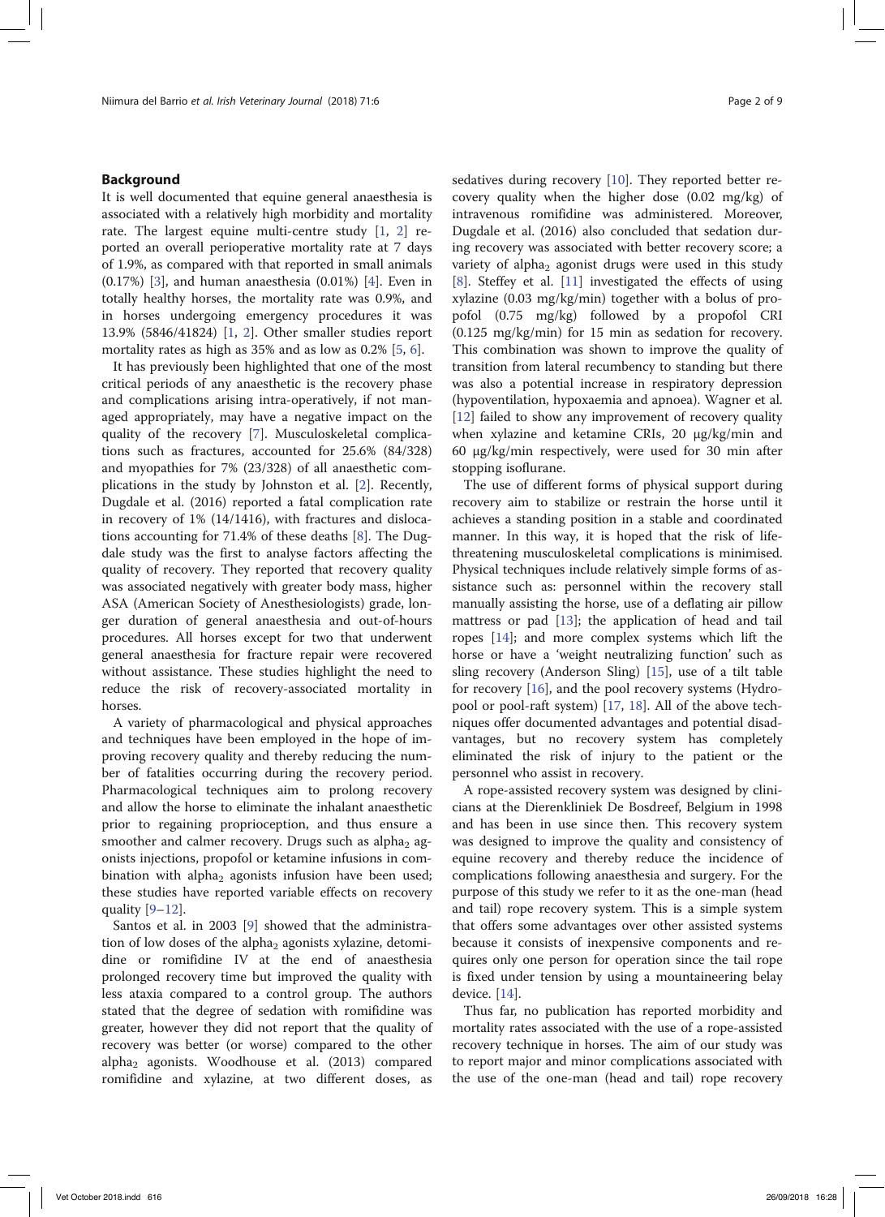## Background

It is well documented that equine general anaesthesia is associated with a relatively high morbidity and mortality rate. The largest equine multi-centre study [1, 2] reported an overall perioperative mortality rate at 7 days of 1.9%, as compared with that reported in small animals (0.17%) [3], and human anaesthesia (0.01%) [4]. Even in totally healthy horses, the mortality rate was 0.9%, and in horses undergoing emergency procedures it was 13.9% (5846/41824) [1, 2]. Other smaller studies report mortality rates as high as 35% and as low as 0.2% [5, 6].

It has previously been highlighted that one of the most critical periods of any anaesthetic is the recovery phase and complications arising intra-operatively, if not managed appropriately, may have a negative impact on the quality of the recovery [7]. Musculoskeletal complications such as fractures, accounted for 25.6% (84/328) and myopathies for 7% (23/328) of all anaesthetic complications in the study by Johnston et al. [2]. Recently, Dugdale et al. (2016) reported a fatal complication rate in recovery of 1% (14/1416), with fractures and dislocations accounting for 71.4% of these deaths [8]. The Dugdale study was the first to analyse factors affecting the quality of recovery. They reported that recovery quality was associated negatively with greater body mass, higher ASA (American Society of Anesthesiologists) grade, longer duration of general anaesthesia and out-of-hours procedures. All horses except for two that underwent general anaesthesia for fracture repair were recovered without assistance. These studies highlight the need to reduce the risk of recovery-associated mortality in horses.

A variety of pharmacological and physical approaches and techniques have been employed in the hope of improving recovery quality and thereby reducing the number of fatalities occurring during the recovery period. Pharmacological techniques aim to prolong recovery and allow the horse to eliminate the inhalant anaesthetic prior to regaining proprioception, and thus ensure a smoother and calmer recovery. Drugs such as $alpha_2$ agonists injections, propofol or ketamine infusions in combination with $alpha_2$ agonists infusion have been used; these studies have reported variable effects on recovery quality [9–12].

Santos et al. in 2003 [9] showed that the administration of low doses of the $alpha_2$ agonists xylazine, detomidine or romifidine IV at the end of anaesthesia prolonged recovery time but improved the quality with less ataxia compared to a control group. The authors stated that the degree of sedation with romifidine was greater, however they did not report that the quality of recovery was better (or worse) compared to the other $alpha_2$ agonists. Woodhouse et al. (2013) compared romifidine and xylazine, at two different doses, as sedatives during recovery [10]. They reported better recovery quality when the higher dose (0.02 mg/kg) of intravenous romifidine was administered. Moreover, Dugdale et al. (2016) also concluded that sedation during recovery was associated with better recovery score; a variety of $alpha_2$ agonist drugs were used in this study [8]. Steffey et al. [11] investigated the effects of using xylazine (0.03 mg/kg/min) together with a bolus of propofol (0.75 mg/kg) followed by a propofol CRI (0.125 mg/kg/min) for 15 min as sedation for recovery. This combination was shown to improve the quality of transition from lateral recumbency to standing but there was also a potential increase in respiratory depression (hypoventilation, hypoxaemia and apnoea). Wagner et al. [12] failed to show any improvement of recovery quality when xylazine and ketamine CRIs, 20 μg/kg/min and 60 μg/kg/min respectively, were used for 30 min after stopping isoflurane.

The use of different forms of physical support during recovery aim to stabilize or restrain the horse until it achieves a standing position in a stable and coordinated manner. In this way, it is hoped that the risk of life-threatening musculoskeletal complications is minimised. Physical techniques include relatively simple forms of assistance such as: personnel within the recovery stall manually assisting the horse, use of a deflating air pillow mattress or pad [13]; the application of head and tail ropes [14]; and more complex systems which lift the horse or have a 'weight neutralizing function' such as sling recovery (Anderson Sling) [15], use of a tilt table for recovery [16], and the pool recovery systems (Hydropool or pool-raft system) [17, 18]. All of the above techniques offer documented advantages and potential disadvantages, but no recovery system has completely eliminated the risk of injury to the patient or the personnel who assist in recovery.

A rope-assisted recovery system was designed by clinicians at the Dierenkliniek De Bosdreef, Belgium in 1998 and has been in use since then. This recovery system was designed to improve the quality and consistency of equine recovery and thereby reduce the incidence of complications following anaesthesia and surgery. For the purpose of this study we refer to it as the one-man (head and tail) rope recovery system. This is a simple system that offers some advantages over other assisted systems because it consists of inexpensive components and requires only one person for operation since the tail rope is fixed under tension by using a mountaineering belay device. [14].

Thus far, no publication has reported morbidity and mortality rates associated with the use of a rope-assisted recovery technique in horses. The aim of our study was to report major and minor complications associated with the use of the one-man (head and tail) rope recovery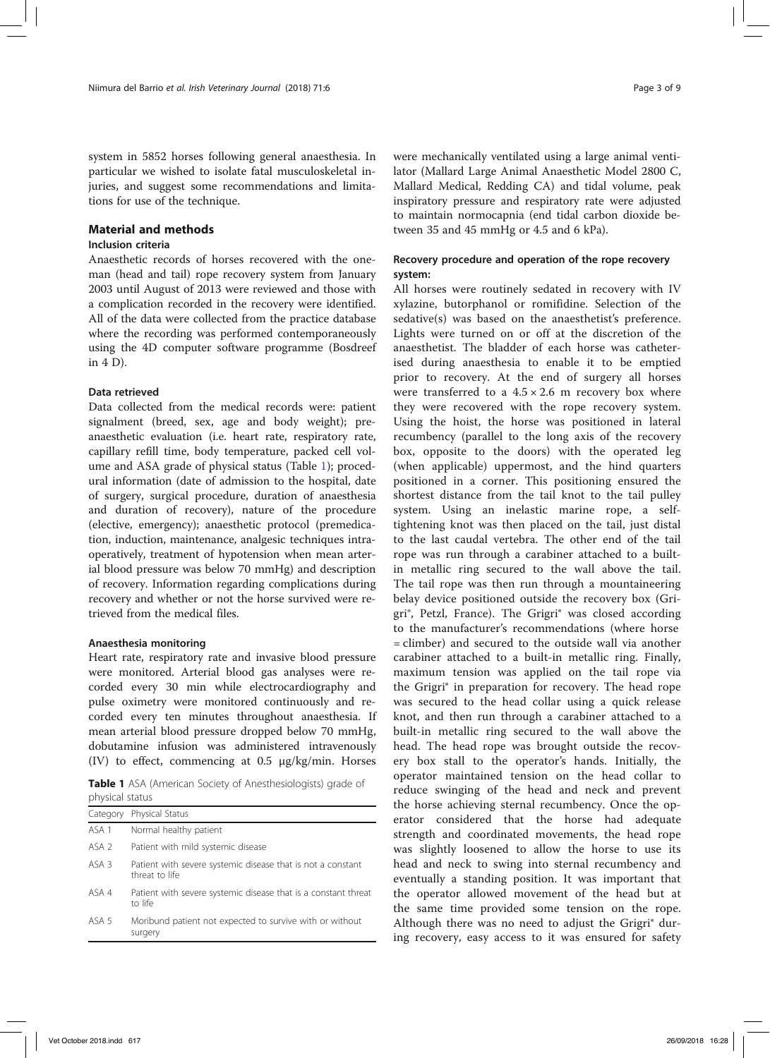system in 5852 horses following general anaesthesia. In particular we wished to isolate fatal musculoskeletal injuries, and suggest some recommendations and limitations for use of the technique.

## Material and methods

### Inclusion criteria

Anaesthetic records of horses recovered with the one-man (head and tail) rope recovery system from January 2003 until August of 2013 were reviewed and those with a complication recorded in the recovery were identified. All of the data were collected from the practice database where the recording was performed contemporaneously using the 4D computer software programme (Bosdreef in 4 D).

### Data retrieved

Data collected from the medical records were: patient signalment (breed, sex, age and body weight); pre-anaesthetic evaluation (i.e. heart rate, respiratory rate, capillary refill time, body temperature, packed cell volume and ASA grade of physical status (Table 1); procedural information (date of admission to the hospital, date of surgery, surgical procedure, duration of anaesthesia and duration of recovery), nature of the procedure (elective, emergency); anaesthetic protocol (premedication, induction, maintenance, analgesic techniques intraoperatively, treatment of hypotension when mean arterial blood pressure was below 70 mmHg) and description of recovery. Information regarding complications during recovery and whether or not the horse survived were retrieved from the medical files.

### Anaesthesia monitoring

Heart rate, respiratory rate and invasive blood pressure were monitored. Arterial blood gas analyses were recorded every 30 min while electrocardiography and pulse oximetry were monitored continuously and recorded every ten minutes throughout anaesthesia. If mean arterial blood pressure dropped below 70 mmHg, dobutamine infusion was administered intravenously (IV) to effect, commencing at 0.5 μg/kg/min. Horses were mechanically ventilated using a large animal ventilator (Mallard Large Animal Anaesthetic Model 2800 C, Mallard Medical, Redding CA) and tidal volume, peak inspiratory pressure and respiratory rate were adjusted to maintain normocapnia (end tidal carbon dioxide between 35 and 45 mmHg or 4.5 and 6 kPa).

**Table 1** ASA (American Society of Anesthesiologists) grade of physical status

| Category | Physical Status |
| --- | --- |
| ASA 1 | Normal healthy patient |
| ASA 2 | Patient with mild systemic disease |
| ASA 3 | Patient with severe systemic disease that is not a constant threat to life |
| ASA 4 | Patient with severe systemic disease that is a constant threat to life |
| ASA 5 | Moribund patient not expected to survive with or without surgery |

### Recovery procedure and operation of the rope recovery system:

All horses were routinely sedated in recovery with IV xylazine, butorphanol or romifidine. Selection of the sedative(s) was based on the anaesthetist's preference. Lights were turned on or off at the discretion of the anaesthetist. The bladder of each horse was catheterised during anaesthesia to enable it to be emptied prior to recovery. At the end of surgery all horses were transferred to a 4.5 × 2.6 m recovery box where they were recovered with the rope recovery system. Using the hoist, the horse was positioned in lateral recumbency (parallel to the long axis of the recovery box, opposite to the doors) with the operated leg (when applicable) uppermost, and the hind quarters positioned in a corner. This positioning ensured the shortest distance from the tail knot to the tail pulley system. Using an inelastic marine rope, a self-tightening knot was then placed on the tail, just distal to the last caudal vertebra. The other end of the tail rope was run through a carabiner attached to a built-in metallic ring secured to the wall above the tail. The tail rope was then run through a mountaineering belay device positioned outside the recovery box (Grigri®, Petzl, France). The Grigri® was closed according to the manufacturer's recommendations (where horse = climber) and secured to the outside wall via another carabiner attached to a built-in metallic ring. Finally, maximum tension was applied on the tail rope via the Grigri® in preparation for recovery. The head rope was secured to the head collar using a quick release knot, and then run through a carabiner attached to a built-in metallic ring secured to the wall above the head. The head rope was brought outside the recovery box stall to the operator's hands. Initially, the operator maintained tension on the head collar to reduce swinging of the head and neck and prevent the horse achieving sternal recumbency. Once the operator considered that the horse had adequate strength and coordinated movements, the head rope was slightly loosened to allow the horse to use its head and neck to swing into sternal recumbency and eventually a standing position. It was important that the operator allowed movement of the head but at the same time provided some tension on the rope. Although there was no need to adjust the Grigri® during recovery, easy access to it was ensured for safety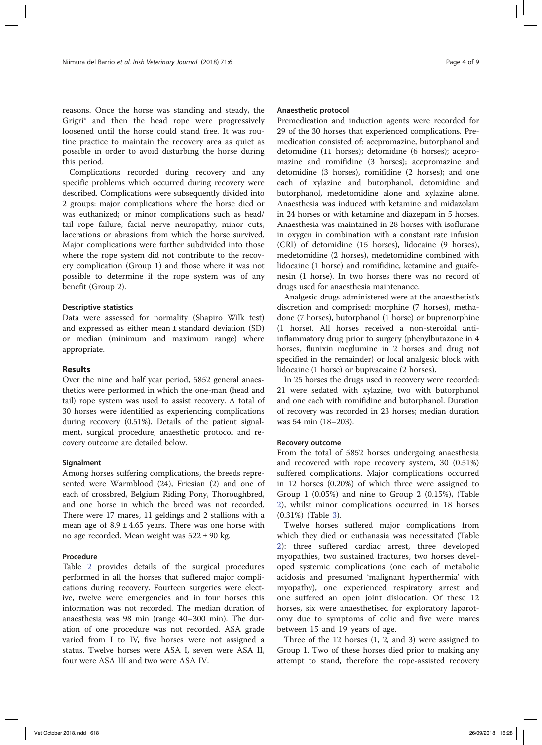reasons. Once the horse was standing and steady, the Grigri® and then the head rope were progressively loosened until the horse could stand free. It was routine practice to maintain the recovery area as quiet as possible in order to avoid disturbing the horse during this period.

Complications recorded during recovery and any specific problems which occurred during recovery were described. Complications were subsequently divided into 2 groups: major complications where the horse died or was euthanized; or minor complications such as head/tail rope failure, facial nerve neuropathy, minor cuts, lacerations or abrasions from which the horse survived. Major complications were further subdivided into those where the rope system did not contribute to the recovery complication (Group 1) and those where it was not possible to determine if the rope system was of any benefit (Group 2).

### Descriptive statistics

Data were assessed for normality (Shapiro Wilk test) and expressed as either mean ± standard deviation (SD) or median (minimum and maximum range) where appropriate.

## Results

Over the nine and half year period, 5852 general anaesthetics were performed in which the one-man (head and tail) rope system was used to assist recovery. A total of 30 horses were identified as experiencing complications during recovery (0.51%). Details of the patient signalment, surgical procedure, anaesthetic protocol and recovery outcome are detailed below.

### Signalment

Among horses suffering complications, the breeds represented were Warmblood (24), Friesian (2) and one of each of crossbred, Belgium Riding Pony, Thoroughbred, and one horse in which the breed was not recorded. There were 17 mares, 11 geldings and 2 stallions with a mean age of 8.9 ± 4.65 years. There was one horse with no age recorded. Mean weight was 522 ± 90 kg.

### Procedure

Table 2 provides details of the surgical procedures performed in all the horses that suffered major complications during recovery. Fourteen surgeries were elective, twelve were emergencies and in four horses this information was not recorded. The median duration of anaesthesia was 98 min (range 40–300 min). The duration of one procedure was not recorded. ASA grade varied from I to IV, five horses were not assigned a status. Twelve horses were ASA I, seven were ASA II, four were ASA III and two were ASA IV.

### Anaesthetic protocol

Premedication and induction agents were recorded for 29 of the 30 horses that experienced complications. Premedication consisted of: acepromazine, butorphanol and detomidine (11 horses); detomidine (6 horses); acepromazine and romifidine (3 horses); acepromazine and detomidine (3 horses), romifidine (2 horses); and one each of xylazine and butorphanol, detomidine and butorphanol, medetomidine alone and xylazine alone. Anaesthesia was induced with ketamine and midazolam in 24 horses or with ketamine and diazepam in 5 horses. Anaesthesia was maintained in 28 horses with isoflurane in oxygen in combination with a constant rate infusion (CRI) of detomidine (15 horses), lidocaine (9 horses), medetomidine (2 horses), medetomidine combined with lidocaine (1 horse) and romifidine, ketamine and guaifenesin (1 horse). In two horses there was no record of drugs used for anaesthesia maintenance.

Analgesic drugs administered were at the anaesthetist's discretion and comprised: morphine (7 horses), methadone (7 horses), butorphanol (1 horse) or buprenorphine (1 horse). All horses received a non-steroidal anti-inflammatory drug prior to surgery (phenylbutazone in 4 horses, flunixin meglumine in 2 horses and drug not specified in the remainder) or local analgesic block with lidocaine (1 horse) or bupivacaine (2 horses).

In 25 horses the drugs used in recovery were recorded: 21 were sedated with xylazine, two with butorphanol and one each with romifidine and butorphanol. Duration of recovery was recorded in 23 horses; median duration was 54 min (18–203).

### Recovery outcome

From the total of 5852 horses undergoing anaesthesia and recovered with rope recovery system, 30 (0.51%) suffered complications. Major complications occurred in 12 horses (0.20%) of which three were assigned to Group 1 (0.05%) and nine to Group 2 (0.15%), (Table 2), whilst minor complications occurred in 18 horses (0.31%) (Table 3).

Twelve horses suffered major complications from which they died or euthanasia was necessitated (Table 2): three suffered cardiac arrest, three developed myopathies, two sustained fractures, two horses developed systemic complications (one each of metabolic acidosis and presumed 'malignant hyperthermia' with myopathy), one experienced respiratory arrest and one suffered an open joint dislocation. Of these 12 horses, six were anaesthetised for exploratory laparotomy due to symptoms of colic and five were mares between 15 and 19 years of age.

Three of the 12 horses (1, 2, and 3) were assigned to Group 1. Two of these horses died prior to making any attempt to stand, therefore the rope-assisted recovery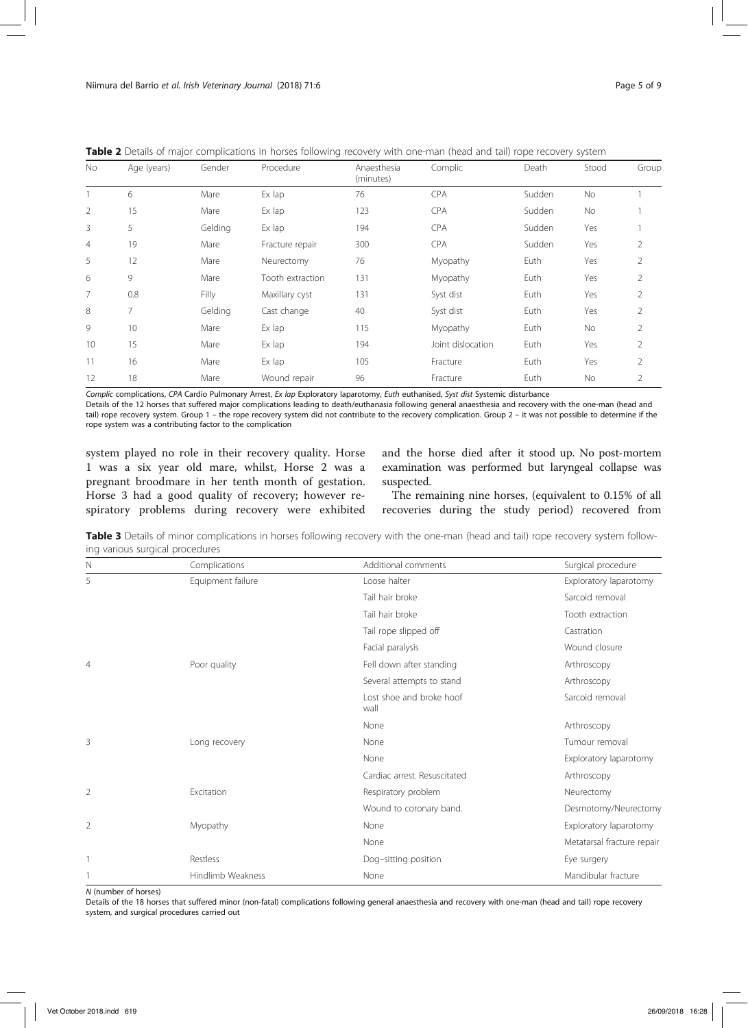**Table 2** Details of major complications in horses following recovery with one-man (head and tail) rope recovery system

| No | Age (years) | Gender | Procedure | Anaesthesia (minutes) | Complic | Death | Stood | Group |
|---|---|---|---|---|---|---|---|---|
| 1 | 6 | Mare | Ex lap | 76 | CPA | Sudden | No | 1 |
| 2 | 15 | Mare | Ex lap | 123 | CPA | Sudden | No | 1 |
| 3 | 5 | Gelding | Ex lap | 194 | CPA | Sudden | Yes | 1 |
| 4 | 19 | Mare | Fracture repair | 300 | CPA | Sudden | Yes | 2 |
| 5 | 12 | Mare | Neurectomy | 76 | Myopathy | Euth | Yes | 2 |
| 6 | 9 | Mare | Tooth extraction | 131 | Myopathy | Euth | Yes | 2 |
| 7 | 0.8 | Filly | Maxillary cyst | 131 | Syst dist | Euth | Yes | 2 |
| 8 | 7 | Gelding | Cast change | 40 | Syst dist | Euth | Yes | 2 |
| 9 | 10 | Mare | Ex lap | 115 | Myopathy | Euth | No | 2 |
| 10 | 15 | Mare | Ex lap | 194 | Joint dislocation | Euth | Yes | 2 |
| 11 | 16 | Mare | Ex lap | 105 | Fracture | Euth | Yes | 2 |
| 12 | 18 | Mare | Wound repair | 96 | Fracture | Euth | No | 2 |

*Complic* complications, *CPA* Cardio Pulmonary Arrest, *Ex lap* Exploratory laparotomy, *Euth* euthanised, *Syst dist* Systemic disturbance

Details of the 12 horses that suffered major complications leading to death/euthanasia following general anaesthesia and recovery with the one-man (head and tail) rope recovery system. Group 1 – the rope recovery system did not contribute to the recovery complication. Group 2 – it was not possible to determine if the rope system was a contributing factor to the complication

system played no role in their recovery quality. Horse 1 was a six year old mare, whilst, Horse 2 was a pregnant broodmare in her tenth month of gestation. Horse 3 had a good quality of recovery; however respiratory problems during recovery were exhibited and the horse died after it stood up. No post-mortem examination was performed but laryngeal collapse was suspected.

The remaining nine horses, (equivalent to 0.15% of all recoveries during the study period) recovered from

**Table 3** Details of minor complications in horses following recovery with the one-man (head and tail) rope recovery system following various surgical procedures

| N | Complications | Additional comments | Surgical procedure |
|---|---|---|---|
| 5 | Equipment failure | Loose halter | Exploratory laparotomy |
| | | Tail hair broke | Sarcoid removal |
| | | Tail hair broke | Tooth extraction |
| | | Tail rope slipped off | Castration |
| | | Facial paralysis | Wound closure |
| 4 | Poor quality | Fell down after standing | Arthroscopy |
| | | Several attempts to stand | Arthroscopy |
| | | Lost shoe and broke hoof wall | Sarcoid removal |
| | | None | Arthroscopy |
| 3 | Long recovery | None | Tumour removal |
| | | None | Exploratory laparotomy |
| | | Cardiac arrest. Resuscitated | Arthroscopy |
| 2 | Excitation | Respiratory problem | Neurectomy |
| | | Wound to coronary band. | Desmotomy/Neurectomy |
| 2 | Myopathy | None | Exploratory laparotomy |
| | | None | Metatarsal fracture repair |
| 1 | Restless | Dog–sitting position | Eye surgery |
| 1 | Hindlimb Weakness | None | Mandibular fracture |

*N* (number of horses)

Details of the 18 horses that suffered minor (non-fatal) complications following general anaesthesia and recovery with one-man (head and tail) rope recovery system, and surgical procedures carried out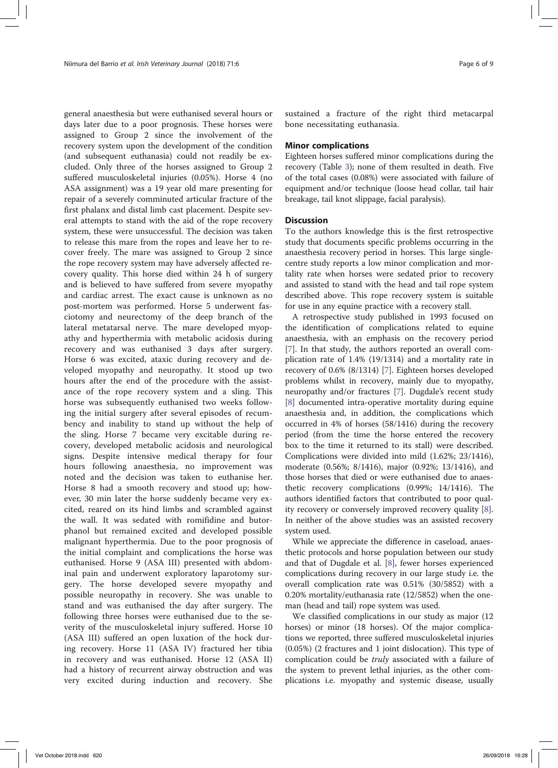general anaesthesia but were euthanised several hours or days later due to a poor prognosis. These horses were assigned to Group 2 since the involvement of the recovery system upon the development of the condition (and subsequent euthanasia) could not readily be excluded. Only three of the horses assigned to Group 2 suffered musculoskeletal injuries (0.05%). Horse 4 (no ASA assignment) was a 19 year old mare presenting for repair of a severely comminuted articular fracture of the first phalanx and distal limb cast placement. Despite several attempts to stand with the aid of the rope recovery system, these were unsuccessful. The decision was taken to release this mare from the ropes and leave her to recover freely. The mare was assigned to Group 2 since the rope recovery system may have adversely affected recovery quality. This horse died within 24 h of surgery and is believed to have suffered from severe myopathy and cardiac arrest. The exact cause is unknown as no post-mortem was performed. Horse 5 underwent fasciotomy and neurectomy of the deep branch of the lateral metatarsal nerve. The mare developed myopathy and hyperthermia with metabolic acidosis during recovery and was euthanised 3 days after surgery. Horse 6 was excited, ataxic during recovery and developed myopathy and neuropathy. It stood up two hours after the end of the procedure with the assistance of the rope recovery system and a sling. This horse was subsequently euthanised two weeks following the initial surgery after several episodes of recumbency and inability to stand up without the help of the sling. Horse 7 became very excitable during recovery, developed metabolic acidosis and neurological signs. Despite intensive medical therapy for four hours following anaesthesia, no improvement was noted and the decision was taken to euthanise her. Horse 8 had a smooth recovery and stood up; however, 30 min later the horse suddenly became very excited, reared on its hind limbs and scrambled against the wall. It was sedated with romifidine and butorphanol but remained excited and developed possible malignant hyperthermia. Due to the poor prognosis of the initial complaint and complications the horse was euthanised. Horse 9 (ASA III) presented with abdominal pain and underwent exploratory laparotomy surgery. The horse developed severe myopathy and possible neuropathy in recovery. She was unable to stand and was euthanised the day after surgery. The following three horses were euthanised due to the severity of the musculoskeletal injury suffered. Horse 10 (ASA III) suffered an open luxation of the hock during recovery. Horse 11 (ASA IV) fractured her tibia in recovery and was euthanised. Horse 12 (ASA II) had a history of recurrent airway obstruction and was very excited during induction and recovery. She sustained a fracture of the right third metacarpal bone necessitating euthanasia.

### Minor complications

Eighteen horses suffered minor complications during the recovery (Table 3); none of them resulted in death. Five of the total cases (0.08%) were associated with failure of equipment and/or technique (loose head collar, tail hair breakage, tail knot slippage, facial paralysis).

## Discussion

To the authors knowledge this is the first retrospective study that documents specific problems occurring in the anaesthesia recovery period in horses. This large single-centre study reports a low minor complication and mortality rate when horses were sedated prior to recovery and assisted to stand with the head and tail rope system described above. This rope recovery system is suitable for use in any equine practice with a recovery stall.

A retrospective study published in 1993 focused on the identification of complications related to equine anaesthesia, with an emphasis on the recovery period [7]. In that study, the authors reported an overall complication rate of 1.4% (19/1314) and a mortality rate in recovery of 0.6% (8/1314) [7]. Eighteen horses developed problems whilst in recovery, mainly due to myopathy, neuropathy and/or fractures [7]. Dugdale's recent study [8] documented intra-operative mortality during equine anaesthesia and, in addition, the complications which occurred in 4% of horses (58/1416) during the recovery period (from the time the horse entered the recovery box to the time it returned to its stall) were described. Complications were divided into mild (1.62%; 23/1416), moderate (0.56%; 8/1416), major (0.92%; 13/1416), and those horses that died or were euthanised due to anaesthetic recovery complications (0.99%; 14/1416). The authors identified factors that contributed to poor quality recovery or conversely improved recovery quality [8]. In neither of the above studies was an assisted recovery system used.

While we appreciate the difference in caseload, anaesthetic protocols and horse population between our study and that of Dugdale et al. [8], fewer horses experienced complications during recovery in our large study i.e. the overall complication rate was 0.51% (30/5852) with a 0.20% mortality/euthanasia rate (12/5852) when the one-man (head and tail) rope system was used.

We classified complications in our study as major (12 horses) or minor (18 horses). Of the major complications we reported, three suffered musculoskeletal injuries (0.05%) (2 fractures and 1 joint dislocation). This type of complication could be *truly* associated with a failure of the system to prevent lethal injuries, as the other complications i.e. myopathy and systemic disease, usually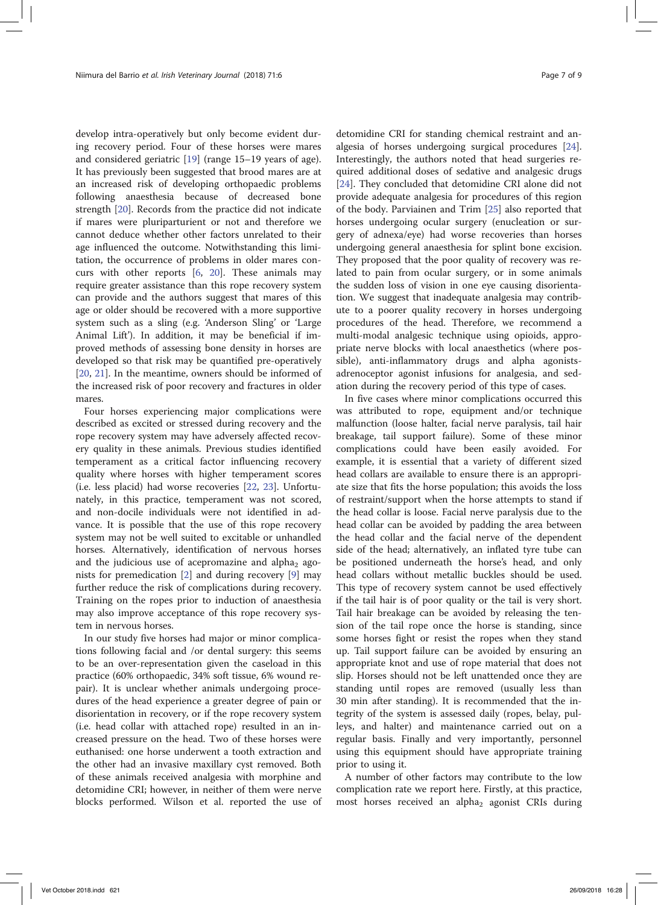develop intra-operatively but only become evident during recovery period. Four of these horses were mares and considered geriatric [19] (range 15–19 years of age). It has previously been suggested that brood mares are at an increased risk of developing orthopaedic problems following anaesthesia because of decreased bone strength [20]. Records from the practice did not indicate if mares were pluriparturient or not and therefore we cannot deduce whether other factors unrelated to their age influenced the outcome. Notwithstanding this limitation, the occurrence of problems in older mares concurs with other reports [6, 20]. These animals may require greater assistance than this rope recovery system can provide and the authors suggest that mares of this age or older should be recovered with a more supportive system such as a sling (e.g. 'Anderson Sling' or 'Large Animal Lift'). In addition, it may be beneficial if improved methods of assessing bone density in horses are developed so that risk may be quantified pre-operatively [20, 21]. In the meantime, owners should be informed of the increased risk of poor recovery and fractures in older mares.

Four horses experiencing major complications were described as excited or stressed during recovery and the rope recovery system may have adversely affected recovery quality in these animals. Previous studies identified temperament as a critical factor influencing recovery quality where horses with higher temperament scores (i.e. less placid) had worse recoveries [22, 23]. Unfortunately, in this practice, temperament was not scored, and non-docile individuals were not identified in advance. It is possible that the use of this rope recovery system may not be well suited to excitable or unhandled horses. Alternatively, identification of nervous horses and the judicious use of acepromazine and alpha$_2$ agonists for premedication [2] and during recovery [9] may further reduce the risk of complications during recovery. Training on the ropes prior to induction of anaesthesia may also improve acceptance of this rope recovery system in nervous horses.

In our study five horses had major or minor complications following facial and /or dental surgery: this seems to be an over-representation given the caseload in this practice (60% orthopaedic, 34% soft tissue, 6% wound repair). It is unclear whether animals undergoing procedures of the head experience a greater degree of pain or disorientation in recovery, or if the rope recovery system (i.e. head collar with attached rope) resulted in an increased pressure on the head. Two of these horses were euthanised: one horse underwent a tooth extraction and the other had an invasive maxillary cyst removed. Both of these animals received analgesia with morphine and detomidine CRI; however, in neither of them were nerve blocks performed. Wilson et al. reported the use of detomidine CRI for standing chemical restraint and analgesia of horses undergoing surgical procedures [24]. Interestingly, the authors noted that head surgeries required additional doses of sedative and analgesic drugs [24]. They concluded that detomidine CRI alone did not provide adequate analgesia for procedures of this region of the body. Parviainen and Trim [25] also reported that horses undergoing ocular surgery (enucleation or surgery of adnexa/eye) had worse recoveries than horses undergoing general anaesthesia for splint bone excision. They proposed that the poor quality of recovery was related to pain from ocular surgery, or in some animals the sudden loss of vision in one eye causing disorientation. We suggest that inadequate analgesia may contribute to a poorer quality recovery in horses undergoing procedures of the head. Therefore, we recommend a multi-modal analgesic technique using opioids, appropriate nerve blocks with local anaesthetics (where possible), anti-inflammatory drugs and alpha agonists-adrenoceptor agonist infusions for analgesia, and sedation during the recovery period of this type of cases.

In five cases where minor complications occurred this was attributed to rope, equipment and/or technique malfunction (loose halter, facial nerve paralysis, tail hair breakage, tail support failure). Some of these minor complications could have been easily avoided. For example, it is essential that a variety of different sized head collars are available to ensure there is an appropriate size that fits the horse population; this avoids the loss of restraint/support when the horse attempts to stand if the head collar is loose. Facial nerve paralysis due to the head collar can be avoided by padding the area between the head collar and the facial nerve of the dependent side of the head; alternatively, an inflated tyre tube can be positioned underneath the horse's head, and only head collars without metallic buckles should be used. This type of recovery system cannot be used effectively if the tail hair is of poor quality or the tail is very short. Tail hair breakage can be avoided by releasing the tension of the tail rope once the horse is standing, since some horses fight or resist the ropes when they stand up. Tail support failure can be avoided by ensuring an appropriate knot and use of rope material that does not slip. Horses should not be left unattended once they are standing until ropes are removed (usually less than 30 min after standing). It is recommended that the integrity of the system is assessed daily (ropes, belay, pulleys, and halter) and maintenance carried out on a regular basis. Finally and very importantly, personnel using this equipment should have appropriate training prior to using it.

A number of other factors may contribute to the low complication rate we report here. Firstly, at this practice, most horses received an alpha$_2$ agonist CRIs during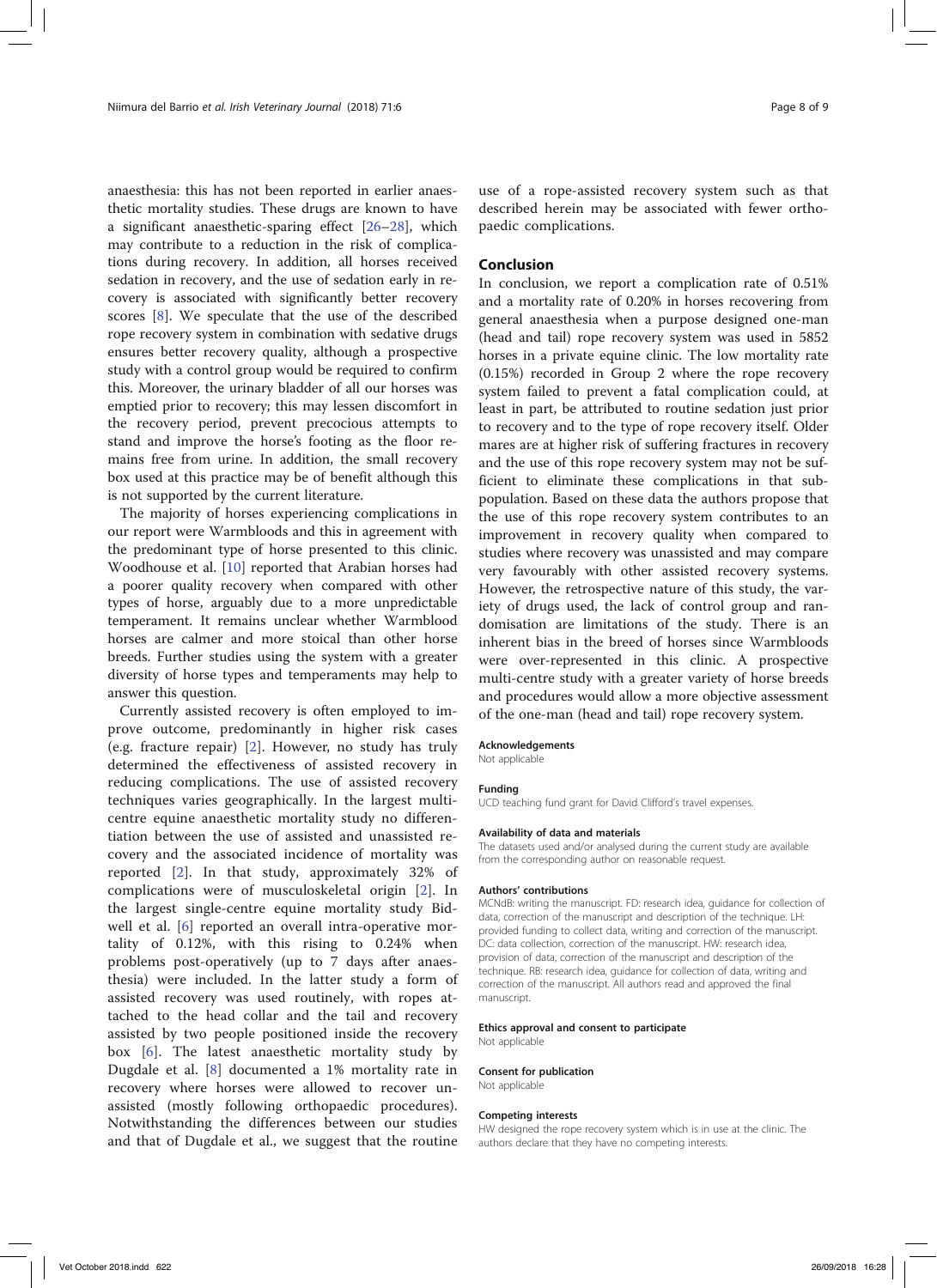anaesthesia: this has not been reported in earlier anaesthetic mortality studies. These drugs are known to have a significant anaesthetic-sparing effect [26–28], which may contribute to a reduction in the risk of complications during recovery. In addition, all horses received sedation in recovery, and the use of sedation early in recovery is associated with significantly better recovery scores [8]. We speculate that the use of the described rope recovery system in combination with sedative drugs ensures better recovery quality, although a prospective study with a control group would be required to confirm this. Moreover, the urinary bladder of all our horses was emptied prior to recovery; this may lessen discomfort in the recovery period, prevent precocious attempts to stand and improve the horse's footing as the floor remains free from urine. In addition, the small recovery box used at this practice may be of benefit although this is not supported by the current literature.

The majority of horses experiencing complications in our report were Warmbloods and this in agreement with the predominant type of horse presented to this clinic. Woodhouse et al. [10] reported that Arabian horses had a poorer quality recovery when compared with other types of horse, arguably due to a more unpredictable temperament. It remains unclear whether Warmblood horses are calmer and more stoical than other horse breeds. Further studies using the system with a greater diversity of horse types and temperaments may help to answer this question.

Currently assisted recovery is often employed to improve outcome, predominantly in higher risk cases (e.g. fracture repair) [2]. However, no study has truly determined the effectiveness of assisted recovery in reducing complications. The use of assisted recovery techniques varies geographically. In the largest multi-centre equine anaesthetic mortality study no differentiation between the use of assisted and unassisted recovery and the associated incidence of mortality was reported [2]. In that study, approximately 32% of complications were of musculoskeletal origin [2]. In the largest single-centre equine mortality study Bidwell et al. [6] reported an overall intra-operative mortality of 0.12%, with this rising to 0.24% when problems post-operatively (up to 7 days after anaesthesia) were included. In the latter study a form of assisted recovery was used routinely, with ropes attached to the head collar and the tail and recovery assisted by two people positioned inside the recovery box [6]. The latest anaesthetic mortality study by Dugdale et al. [8] documented a 1% mortality rate in recovery where horses were allowed to recover unassisted (mostly following orthopaedic procedures). Notwithstanding the differences between our studies and that of Dugdale et al., we suggest that the routine use of a rope-assisted recovery system such as that described herein may be associated with fewer orthopaedic complications.

## Conclusion

In conclusion, we report a complication rate of 0.51% and a mortality rate of 0.20% in horses recovering from general anaesthesia when a purpose designed one-man (head and tail) rope recovery system was used in 5852 horses in a private equine clinic. The low mortality rate (0.15%) recorded in Group 2 where the rope recovery system failed to prevent a fatal complication could, at least in part, be attributed to routine sedation just prior to recovery and to the type of rope recovery itself. Older mares are at higher risk of suffering fractures in recovery and the use of this rope recovery system may not be sufficient to eliminate these complications in that subpopulation. Based on these data the authors propose that the use of this rope recovery system contributes to an improvement in recovery quality when compared to studies where recovery was unassisted and may compare very favourably with other assisted recovery systems. However, the retrospective nature of this study, the variety of drugs used, the lack of control group and randomisation are limitations of the study. There is an inherent bias in the breed of horses since Warmbloods were over-represented in this clinic. A prospective multi-centre study with a greater variety of horse breeds and procedures would allow a more objective assessment of the one-man (head and tail) rope recovery system.

#### Acknowledgements

Not applicable

#### Funding

UCD teaching fund grant for David Clifford's travel expenses.

#### Availability of data and materials

The datasets used and/or analysed during the current study are available from the corresponding author on reasonable request.

#### Authors' contributions

MCNdB: writing the manuscript. FD: research idea, guidance for collection of data, correction of the manuscript and description of the technique. LH: provided funding to collect data, writing and correction of the manuscript. DC: data collection, correction of the manuscript. HW: research idea, provision of data, correction of the manuscript and description of the technique. RB: research idea, guidance for collection of data, writing and correction of the manuscript. All authors read and approved the final manuscript.

#### Ethics approval and consent to participate

Not applicable

#### Consent for publication

Not applicable

#### Competing interests

HW designed the rope recovery system which is in use at the clinic. The authors declare that they have no competing interests.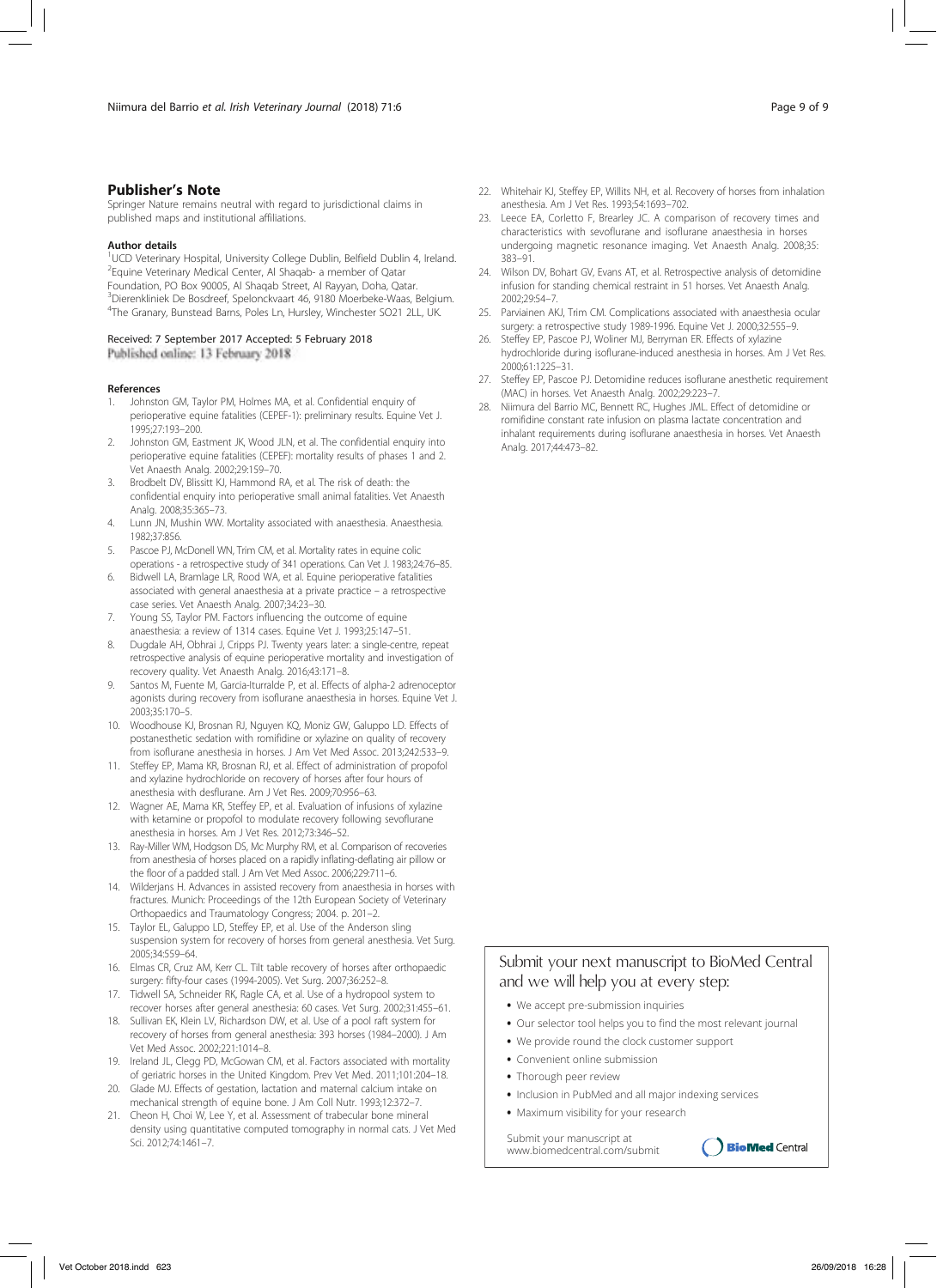## Publisher's Note

Springer Nature remains neutral with regard to jurisdictional claims in published maps and institutional affiliations.

### Author details

[1]UCD Veterinary Hospital, University College Dublin, Belfield Dublin 4, Ireland. [2]Equine Veterinary Medical Center, Al Shaqab- a member of Qatar Foundation, PO Box 90005, Al Shaqab Street, Al Rayyan, Doha, Qatar. [3]Dierenkliniek De Bosdreef, Spelonckvaart 46, 9180 Moerbeke-Waas, Belgium. [4]The Granary, Bunstead Barns, Poles Ln, Hursley, Winchester SO21 2LL, UK.

Received: 7 September 2017 Accepted: 5 February 2018
Published online: 13 February 2018

### References

1. Johnston GM, Taylor PM, Holmes MA, et al. Confidential enquiry of perioperative equine fatalities (CEPEF-1): preliminary results. Equine Vet J. 1995;27:193–200.
2. Johnston GM, Eastment JK, Wood JLN, et al. The confidential enquiry into perioperative equine fatalities (CEPEF): mortality results of phases 1 and 2. Vet Anaesth Analg. 2002;29:159–70.
3. Brodbelt DV, Blissitt KJ, Hammond RA, et al. The risk of death: the confidential enquiry into perioperative small animal fatalities. Vet Anaesth Analg. 2008;35:365–73.
4. Lunn JN, Mushin WW. Mortality associated with anaesthesia. Anaesthesia. 1982;37:856.
5. Pascoe PJ, McDonell WN, Trim CM, et al. Mortality rates in equine colic operations - a retrospective study of 341 operations. Can Vet J. 1983;24:76–85.
6. Bidwell LA, Bramlage LR, Rood WA, et al. Equine perioperative fatalities associated with general anaesthesia at a private practice – a retrospective case series. Vet Anaesth Analg. 2007;34:23–30.
7. Young SS, Taylor PM. Factors influencing the outcome of equine anaesthesia: a review of 1314 cases. Equine Vet J. 1993;25:147–51.
8. Dugdale AH, Obhrai J, Cripps PJ. Twenty years later: a single-centre, repeat retrospective analysis of equine perioperative mortality and investigation of recovery quality. Vet Anaesth Analg. 2016;43:171–8.
9. Santos M, Fuente M, Garcia-Iturralde P, et al. Effects of alpha-2 adrenoceptor agonists during recovery from isoflurane anaesthesia in horses. Equine Vet J. 2003;35:170–5.
10. Woodhouse KJ, Brosnan RJ, Nguyen KQ, Moniz GW, Galuppo LD. Effects of postanesthetic sedation with romifidine or xylazine on quality of recovery from isoflurane anesthesia in horses. J Am Vet Med Assoc. 2013;242:533–9.
11. Steffey EP, Mama KR, Brosnan RJ, et al. Effect of administration of propofol and xylazine hydrochloride on recovery of horses after four hours of anesthesia with desflurane. Am J Vet Res. 2009;70:956–63.
12. Wagner AE, Mama KR, Steffey EP, et al. Evaluation of infusions of xylazine with ketamine or propofol to modulate recovery following sevoflurane anesthesia in horses. Am J Vet Res. 2012;73:346–52.
13. Ray-Miller WM, Hodgson DS, Mc Murphy RM, et al. Comparison of recoveries from anesthesia of horses placed on a rapidly inflating-deflating air pillow or the floor of a padded stall. J Am Vet Med Assoc. 2006;229:711–6.
14. Wilderjans H. Advances in assisted recovery from anaesthesia in horses with fractures. Munich: Proceedings of the 12th European Society of Veterinary Orthopaedics and Traumatology Congress; 2004. p. 201–2.
15. Taylor EL, Galuppo LD, Steffey EP, et al. Use of the Anderson sling suspension system for recovery of horses from general anesthesia. Vet Surg. 2005;34:559–64.
16. Elmas CR, Cruz AM, Kerr CL. Tilt table recovery of horses after orthopaedic surgery: fifty-four cases (1994-2005). Vet Surg. 2007;36:252–8.
17. Tidwell SA, Schneider RK, Ragle CA, et al. Use of a hydropool system to recover horses after general anesthesia: 60 cases. Vet Surg. 2002;31:455–61.
18. Sullivan EK, Klein LV, Richardson DW, et al. Use of a pool raft system for recovery of horses from general anesthesia: 393 horses (1984–2000). J Am Vet Med Assoc. 2002;221:1014–8.
19. Ireland JL, Clegg PD, McGowan CM, et al. Factors associated with mortality of geriatric horses in the United Kingdom. Prev Vet Med. 2011;101:204–18.
20. Glade MJ. Effects of gestation, lactation and maternal calcium intake on mechanical strength of equine bone. J Am Coll Nutr. 1993;12:372–7.
21. Cheon H, Choi W, Lee Y, et al. Assessment of trabecular bone mineral density using quantitative computed tomography in normal cats. J Vet Med Sci. 2012;74:1461–7.
22. Whitehair KJ, Steffey EP, Willits NH, et al. Recovery of horses from inhalation anesthesia. Am J Vet Res. 1993;54:1693–702.
23. Leece EA, Corletto F, Brearley JC. A comparison of recovery times and characteristics with sevoflurane and isoflurane anaesthesia in horses undergoing magnetic resonance imaging. Vet Anaesth Analg. 2008;35:383–91.
24. Wilson DV, Bohart GV, Evans AT, et al. Retrospective analysis of detomidine infusion for standing chemical restraint in 51 horses. Vet Anaesth Analg. 2002;29:54–7.
25. Parviainen AKJ, Trim CM. Complications associated with anaesthesia ocular surgery: a retrospective study 1989-1996. Equine Vet J. 2000;32:555–9.
26. Steffey EP, Pascoe PJ, Woliner MJ, Berryman ER. Effects of xylazine hydrochloride during isoflurane-induced anesthesia in horses. Am J Vet Res. 2000;61:1225–31.
27. Steffey EP, Pascoe PJ. Detomidine reduces isoflurane anesthetic requirement (MAC) in horses. Vet Anaesth Analg. 2002;29:223–7.
28. Niimura del Barrio MC, Bennett RC, Hughes JML. Effect of detomidine or romifidine constant rate infusion on plasma lactate concentration and inhalant requirements during isoflurane anaesthesia in horses. Vet Anaesth Analg. 2017;44:473–82.

Submit your next manuscript to BioMed Central and we will help you at every step:

- We accept pre-submission inquiries
- Our selector tool helps you to find the most relevant journal
- We provide round the clock customer support
- Convenient online submission
- Thorough peer review
- Inclusion in PubMed and all major indexing services
- Maximum visibility for your research

Submit your manuscript at
www.biomedcentral.com/submit